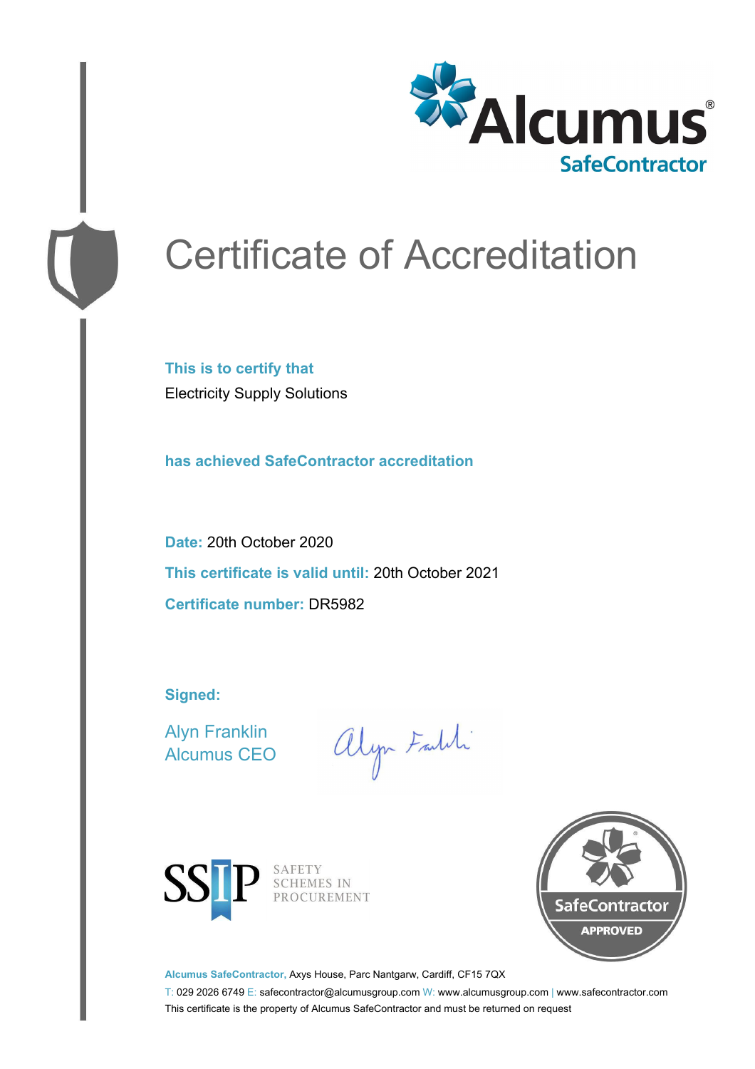Alcumus®
SafeContractor

# Certificate of Accreditation

**This is to certify that**

Electricity Supply Solutions

**has achieved SafeContractor accreditation**

**Date:** 20th October 2020

**This certificate is valid until:** 20th October 2021

**Certificate number:** DR5982

**Signed:**

Alyn Franklin
Alcumus CEO

SSIP SAFETY SCHEMES IN PROCUREMENT

SafeContractor APPROVED

**Alcumus SafeContractor,** Axys House, Parc Nantgarw, Cardiff, CF15 7QX

T: 029 2026 6749 E: safecontractor@alcumusgroup.com W: www.alcumusgroup.com | www.safecontractor.com

This certificate is the property of Alcumus SafeContractor and must be returned on request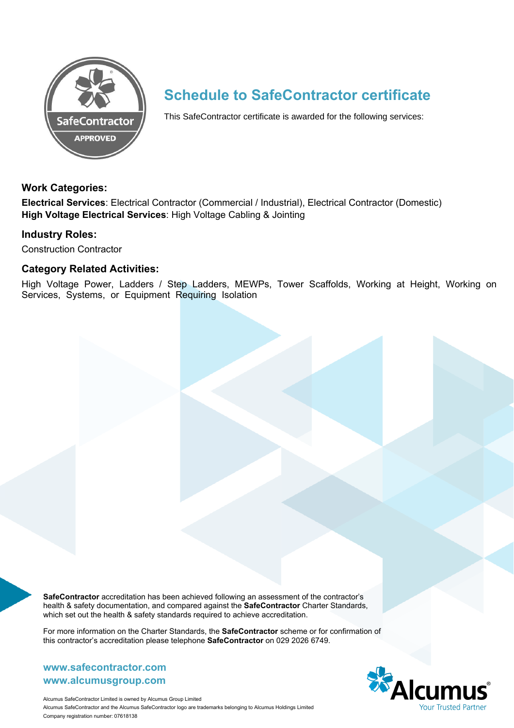# Schedule to SafeContractor certificate

This SafeContractor certificate is awarded for the following services:

### Work Categories:

**Electrical Services**: Electrical Contractor (Commercial / Industrial), Electrical Contractor (Domestic)
**High Voltage Electrical Services**: High Voltage Cabling & Jointing

### Industry Roles:

Construction Contractor

### Category Related Activities:

High Voltage Power, Ladders / Step Ladders, MEWPs, Tower Scaffolds, Working at Height, Working on Services, Systems, or Equipment Requiring Isolation

**SafeContractor** accreditation has been achieved following an assessment of the contractor's health & safety documentation, and compared against the **SafeContractor** Charter Standards, which set out the health & safety standards required to achieve accreditation.

For more information on the Charter Standards, the **SafeContractor** scheme or for confirmation of this contractor's accreditation please telephone **SafeContractor** on 029 2026 6749.

**www.safecontractor.com**
**www.alcumusgroup.com**

Alcumus SafeContractor Limited is owned by Alcumus Group Limited
Alcumus SafeContractor and the Alcumus SafeContractor logo are trademarks belonging to Alcumus Holdings Limited
Company registration number: 07618138

Alcumus® Your Trusted Partner